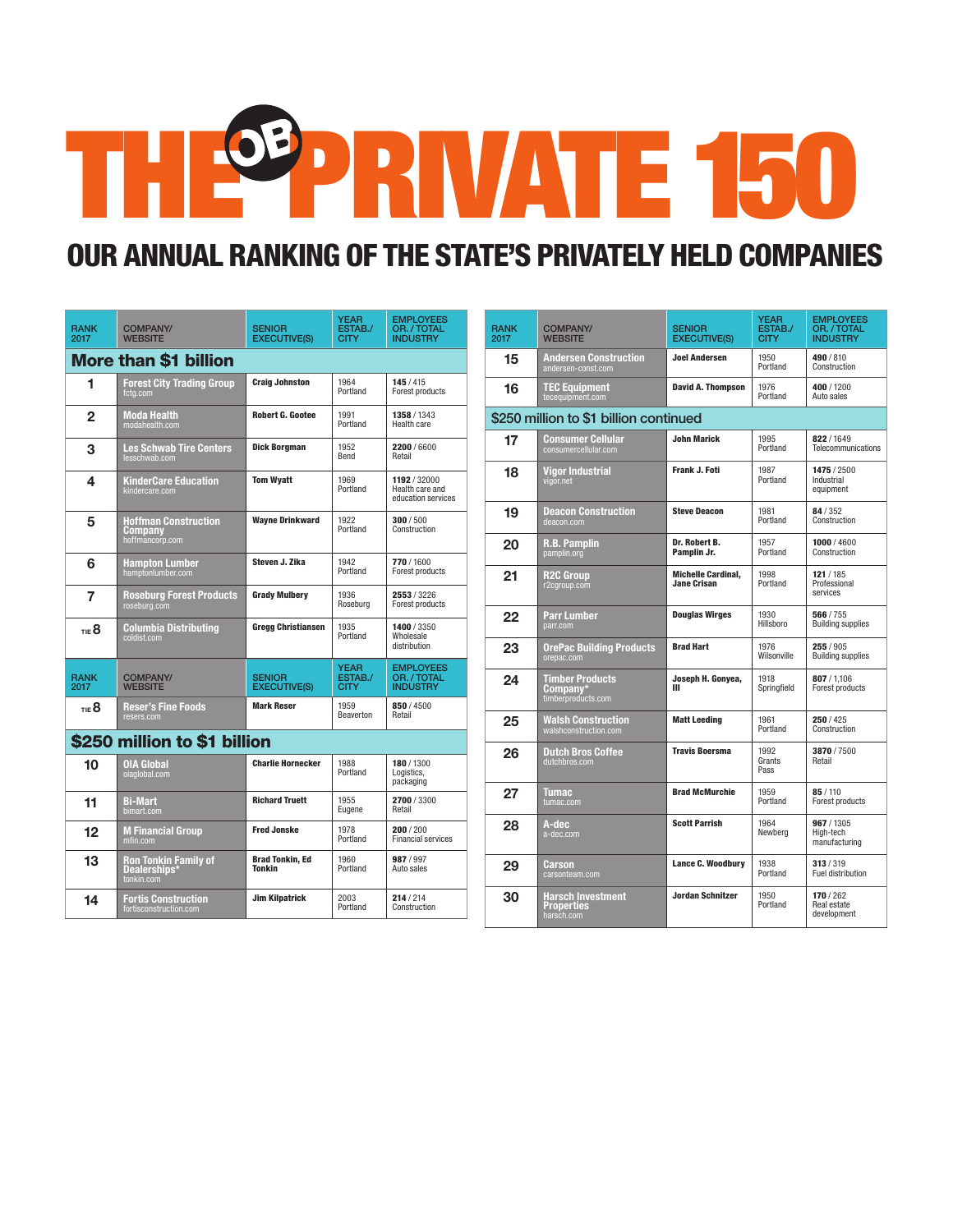# THE OB PRIVATE 150

## OUR ANNUAL RANKING OF THE STATE'S PRIVATELY HELD COMPANIES

| RANK 2017 | COMPANY/ WEBSITE | SENIOR EXECUTIVE(S) | YEAR ESTAB./ CITY | EMPLOYEES OR. / TOTAL INDUSTRY |
|---|---|---|---|---|
| **More than $1 billion** | | | | |
| 1 | **Forest City Trading Group** fctg.com | Craig Johnston | 1964 Portland | **145** / 415 Forest products |
| 2 | **Moda Health** modahealth.com | Robert G. Gootee | 1991 Portland | **1358** / 1343 Health care |
| 3 | **Les Schwab Tire Centers** lesschwab.com | Dick Borgman | 1952 Bend | **2200** / 6600 Retail |
| 4 | **KinderCare Education** kindercare.com | Tom Wyatt | 1969 Portland | **1192** / 32000 Health care and education services |
| 5 | **Hoffman Construction Company** hoffmancorp.com | Wayne Drinkward | 1922 Portland | **300** / 500 Construction |
| 6 | **Hampton Lumber** hamptonlumber.com | Steven J. Zika | 1942 Portland | **770** / 1600 Forest products |
| 7 | **Roseburg Forest Products** roseburg.com | Grady Mulbery | 1936 Roseburg | **2553** / 3226 Forest products |
| TIE 8 | **Columbia Distributing** coldist.com | Gregg Christiansen | 1935 Portland | **1400** / 3350 Wholesale distribution |
| TIE 8 | **Reser's Fine Foods** resers.com | Mark Reser | 1959 Beaverton | **850** / 4500 Retail |
| **$250 million to $1 billion** | | | | |
| 10 | **OIA Global** oiaglobal.com | Charlie Hornecker | 1988 Portland | **180** / 1300 Logistics, packaging |
| 11 | **Bi-Mart** bimart.com | Richard Truett | 1955 Eugene | **2700** / 3300 Retail |
| 12 | **M Financial Group** mfin.com | Fred Jonske | 1978 Portland | **200** / 200 Financial services |
| 13 | **Ron Tonkin Family of Dealerships*** tonkin.com | Brad Tonkin, Ed Tonkin | 1960 Portland | **987** / 997 Auto sales |
| 14 | **Fortis Construction** fortisconstruction.com | Jim Kilpatrick | 2003 Portland | **214** / 214 Construction |
| 15 | **Andersen Construction** andersen-const.com | Joel Andersen | 1950 Portland | **490** / 810 Construction |
| 16 | **TEC Equipment** tecequipment.com | David A. Thompson | 1976 Portland | **400** / 1200 Auto sales |
| **$250 million to $1 billion continued** | | | | |
| 17 | **Consumer Cellular** consumercellular.com | John Marick | 1995 Portland | **822** / 1649 Telecommunications |
| 18 | **Vigor Industrial** vigor.net | Frank J. Foti | 1987 Portland | **1475** / 2500 Industrial equipment |
| 19 | **Deacon Construction** deacon.com | Steve Deacon | 1981 Portland | **84** / 352 Construction |
| 20 | **R.B. Pamplin** pamplin.org | Dr. Robert B. Pamplin Jr. | 1957 Portland | **1000** / 4600 Construction |
| 21 | **R2C Group** r2cgroup.com | Michelle Cardinal, Jane Crisan | 1998 Portland | **121** / 185 Professional services |
| 22 | **Parr Lumber** parr.com | Douglas Wirges | 1930 Hillsboro | **566** / 755 Building supplies |
| 23 | **OrePac Building Products** orepac.com | Brad Hart | 1976 Wilsonville | **255** / 905 Building supplies |
| 24 | **Timber Products Company*** timberproducts.com | Joseph H. Gonyea, III | 1918 Springfield | **807** / 1,106 Forest products |
| 25 | **Walsh Construction** walshconstruction.com | Matt Leeding | 1961 Portland | **250** / 425 Construction |
| 26 | **Dutch Bros Coffee** dutchbros.com | Travis Boersma | 1992 Grants Pass | **3870** / 7500 Retail |
| 27 | **Tumac** tumac.com | Brad McMurchie | 1959 Portland | **85** / 110 Forest products |
| 28 | **A-dec** a-dec.com | Scott Parrish | 1964 Newberg | **967** / 1305 High-tech manufacturing |
| 29 | **Carson** carsonteam.com | Lance C. Woodbury | 1938 Portland | **313** / 319 Fuel distribution |
| 30 | **Harsch Investment Properties** harsch.com | Jordan Schnitzer | 1950 Portland | **170** / 262 Real estate development |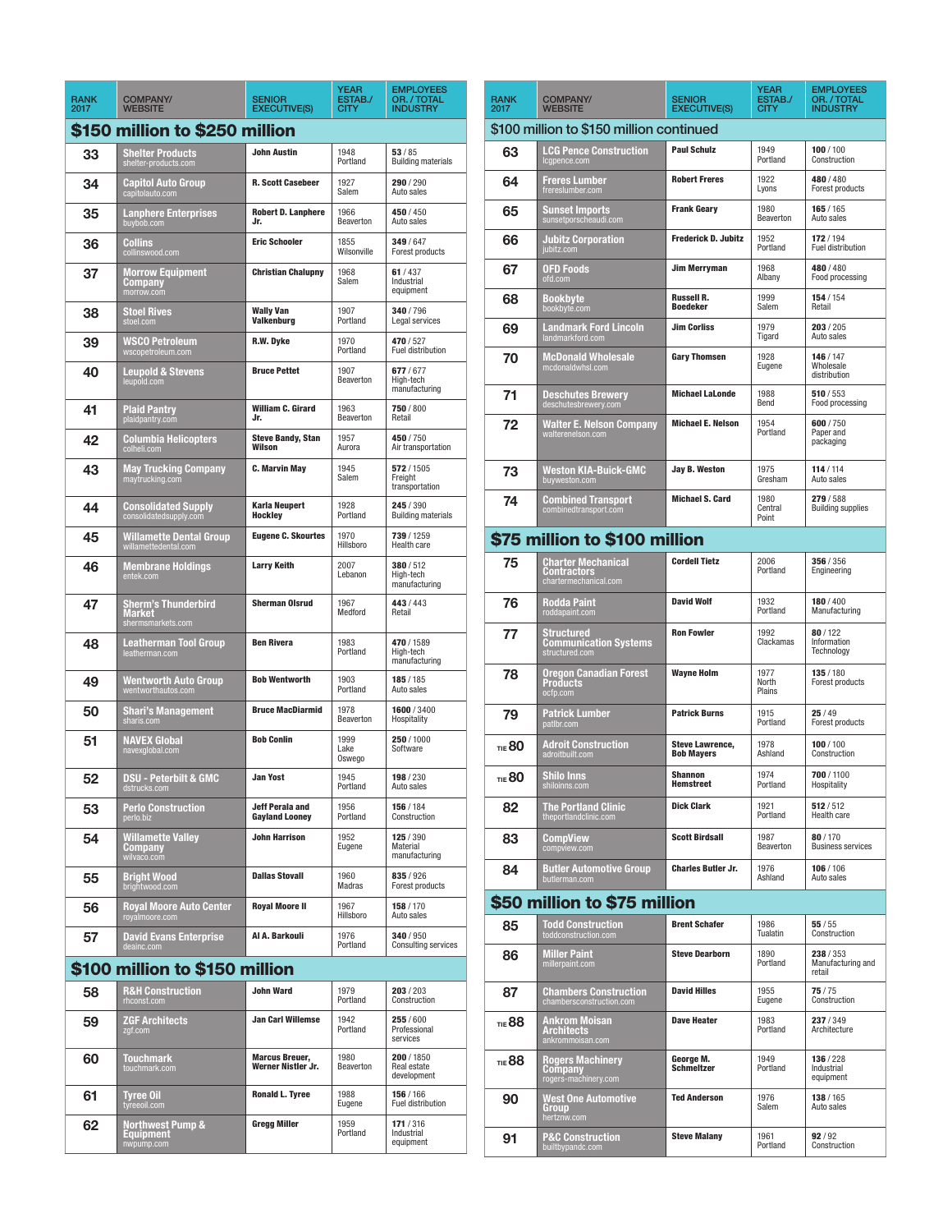| RANK 2017 | COMPANY/ WEBSITE | SENIOR EXECUTIVE(S) | YEAR ESTAB./ CITY | EMPLOYEES OR. / TOTAL INDUSTRY |
|---|---|---|---|---|
| **$150 million to $250 million** | | | | |
| 33 | **Shelter Products** shelter-products.com | John Austin | 1948 Portland | **53** / 85 Building materials |
| 34 | **Capitol Auto Group** capitolauto.com | R. Scott Casebeer | 1927 Salem | **290** / 290 Auto sales |
| 35 | **Lanphere Enterprises** buybob.com | Robert D. Lanphere Jr. | 1966 Beaverton | **450** / 450 Auto sales |
| 36 | **Collins** collinswood.com | Eric Schooler | 1855 Wilsonville | **349** / 647 Forest products |
| 37 | **Morrow Equipment Company** morrow.com | Christian Chalupny | 1968 Salem | **61** / 437 Industrial equipment |
| 38 | **Stoel Rives** stoel.com | Wally Van Valkenburg | 1907 Portland | **340** / 796 Legal services |
| 39 | **WSCO Petroleum** wscopetroleum.com | R.W. Dyke | 1970 Portland | **470** / 527 Fuel distribution |
| 40 | **Leupold & Stevens** leupold.com | Bruce Pettet | 1907 Beaverton | **677** / 677 High-tech manufacturing |
| 41 | **Plaid Pantry** plaidpantry.com | William C. Girard Jr. | 1963 Beaverton | **750** / 800 Retail |
| 42 | **Columbia Helicopters** colheli.com | Steve Bandy, Stan Wilson | 1957 Aurora | **450** / 750 Air transportation |
| 43 | **May Trucking Company** maytrucking.com | C. Marvin May | 1945 Salem | **572** / 1505 Freight transportation |
| 44 | **Consolidated Supply** consolidatedsupply.com | Karla Neupert Hockley | 1928 Portland | **245** / 390 Building materials |
| 45 | **Willamette Dental Group** willamettedental.com | Eugene C. Skourtes | 1970 Hillsboro | **739** / 1259 Health care |
| 46 | **Membrane Holdings** entek.com | Larry Keith | 2007 Lebanon | **380** / 512 High-tech manufacturing |
| 47 | **Sherm's Thunderbird Market** shermsmarkets.com | Sherman Olsrud | 1967 Medford | **443** / 443 Retail |
| 48 | **Leatherman Tool Group** leatherman.com | Ben Rivera | 1983 Portland | **470** / 1589 High-tech manufacturing |
| 49 | **Wentworth Auto Group** wentworthautos.com | Bob Wentworth | 1903 Portland | **185** / 185 Auto sales |
| 50 | **Shari's Management** sharis.com | Bruce MacDiarmid | 1978 Beaverton | **1600** / 3400 Hospitality |
| 51 | **NAVEX Global** navexglobal.com | Bob Conlin | 1999 Lake Oswego | **250** / 1000 Software |
| 52 | **DSU - Peterbilt & GMC** dsutrucks.com | Jan Yost | 1945 Portland | **198** / 230 Auto sales |
| 53 | **Perlo Construction** perlo.biz | Jeff Perala and Gayland Looney | 1956 Portland | **156** / 184 Construction |
| 54 | **Willamette Valley Company** wilvaco.com | John Harrison | 1952 Eugene | **125** / 390 Material manufacturing |
| 55 | **Bright Wood** brightwood.com | Dallas Stovall | 1960 Madras | **835** / 926 Forest products |
| 56 | **Royal Moore Auto Center** royalmoore.com | Royal Moore II | 1967 Hillsboro | **158** / 170 Auto sales |
| 57 | **David Evans Enterprise** deainc.com | Al A. Barkouli | 1976 Portland | **340** / 950 Consulting services |
| **$100 million to $150 million** | | | | |
| 58 | **R&H Construction** rhconst.com | John Ward | 1979 Portland | **203** / 203 Construction |
| 59 | **ZGF Architects** zgf.com | Jan Carl Willemse | 1942 Portland | **255** / 600 Professional services |
| 60 | **Touchmark** touchmark.com | Marcus Breuer, Werner Nistler Jr. | 1980 Beaverton | **200** / 1850 Real estate development |
| 61 | **Tyree Oil** tyreeoil.com | Ronald L. Tyree | 1988 Eugene | **156** / 166 Fuel distribution |
| 62 | **Northwest Pump & Equipment** nwpump.com | Gregg Miller | 1959 Portland | **171** / 316 Industrial equipment |
| **$100 million to $150 million continued** | | | | |
| 63 | **LCG Pence Construction** lcgpence.com | Paul Schulz | 1949 Portland | **100** / 100 Construction |
| 64 | **Freres Lumber** frereslumber.com | Robert Freres | 1922 Lyons | **480** / 480 Forest products |
| 65 | **Sunset Imports** sunsetporscheaudi.com | Frank Geary | 1980 Beaverton | **165** / 165 Auto sales |
| 66 | **Jubitz Corporation** jubitz.com | Frederick D. Jubitz | 1952 Portland | **172** / 194 Fuel distribution |
| 67 | **OFD Foods** ofd.com | Jim Merryman | 1968 Albany | **480** / 480 Food processing |
| 68 | **Bookbyte** bookbyte.com | Russell R. Boedeker | 1999 Salem | **154** / 154 Retail |
| 69 | **Landmark Ford Lincoln** landmarkford.com | Jim Corliss | 1979 Tigard | **203** / 205 Auto sales |
| 70 | **McDonald Wholesale** mcdonaldwhsl.com | Gary Thomsen | 1928 Eugene | **146** / 147 Wholesale distribution |
| 71 | **Deschutes Brewery** deschutesbrewery.com | Michael LaLonde | 1988 Bend | **510** / 553 Food processing |
| 72 | **Walter E. Nelson Company** walterenelson.com | Michael E. Nelson | 1954 Portland | **600** / 750 Paper and packaging |
| 73 | **Weston KIA-Buick-GMC** buyweston.com | Jay B. Weston | 1975 Gresham | **114** / 114 Auto sales |
| 74 | **Combined Transport** combinedtransport.com | Michael S. Card | 1980 Central Point | **279** / 588 Building supplies |
| **$75 million to $100 million** | | | | |
| 75 | **Charter Mechanical Contractors** chartermechanical.com | Cordell Tietz | 2006 Portland | **356** / 356 Engineering |
| 76 | **Rodda Paint** roddapaint.com | David Wolf | 1932 Portland | **180** / 400 Manufacturing |
| 77 | **Structured Communication Systems** structured.com | Ron Fowler | 1992 Clackamas | **80** / 122 Information Technology |
| 78 | **Oregon Canadian Forest Products** ocfp.com | Wayne Holm | 1977 North Plains | **135** / 180 Forest products |
| 79 | **Patrick Lumber** patlbr.com | Patrick Burns | 1915 Portland | **25** / 49 Forest products |
| TIE 80 | **Adroit Construction** adroitbuilt.com | Steve Lawrence, Bob Mayers | 1978 Ashland | **100** / 100 Construction |
| TIE 80 | **Shilo Inns** shiloinns.com | Shannon Hemstreet | 1974 Portland | **700** / 1100 Hospitality |
| 82 | **The Portland Clinic** theportlandclinic.com | Dick Clark | 1921 Portland | **512** / 512 Health care |
| 83 | **CompView** compview.com | Scott Birdsall | 1987 Beaverton | **80** / 170 Business services |
| 84 | **Butler Automotive Group** butlerman.com | Charles Butler Jr. | 1976 Ashland | **106** / 106 Auto sales |
| **$50 million to $75 million** | | | | |
| 85 | **Todd Construction** toddconstruction.com | Brent Schafer | 1986 Tualatin | **55** / 55 Construction |
| 86 | **Miller Paint** millerpaint.com | Steve Dearborn | 1890 Portland | **238** / 353 Manufacturing and retail |
| 87 | **Chambers Construction** chambersconstruction.com | David Hilles | 1955 Eugene | **75** / 75 Construction |
| TIE 88 | **Ankrom Moisan Architects** ankrommoisan.com | Dave Heater | 1983 Portland | **237** / 349 Architecture |
| TIE 88 | **Rogers Machinery Company** rogers-machinery.com | George M. Schmeltzer | 1949 Portland | **136** / 228 Industrial equipment |
| 90 | **West One Automotive Group** hertznw.com | Ted Anderson | 1976 Salem | **138** / 165 Auto sales |
| 91 | **P&C Construction** builtbypandc.com | Steve Malany | 1961 Portland | **92** / 92 Construction |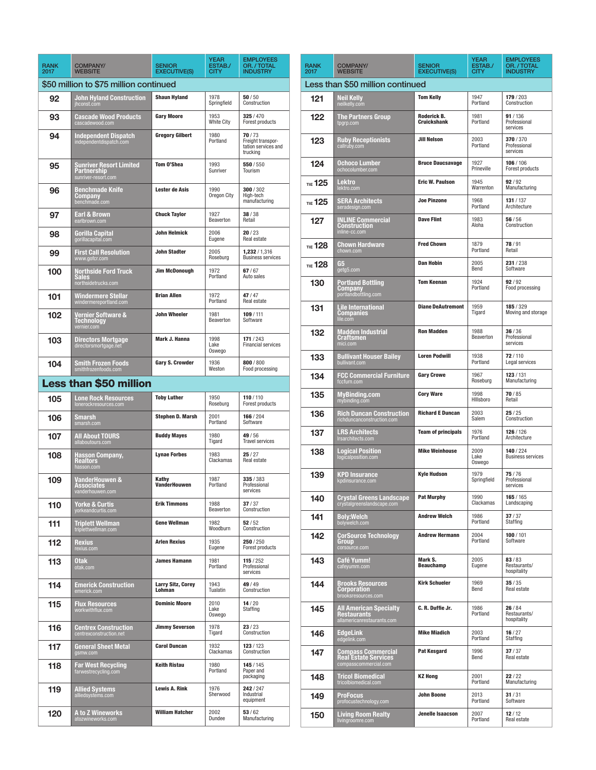| RANK 2017 | COMPANY/ WEBSITE | SENIOR EXECUTIVE(S) | YEAR ESTAB./ CITY | EMPLOYEES OR. / TOTAL INDUSTRY |
|---|---|---|---|---|
| **$50 million to $75 million continued** | | | | |
| 92 | John Hyland Construction jhconst.com | Shaun Hyland | 1978 Springfield | **50** / 50 Construction |
| 93 | Cascade Wood Products cascadewood.com | Gary Moore | 1953 White City | **325** / 470 Forest products |
| 94 | Independent Dispatch independentdispatch.com | Gregory Gilbert | 1980 Portland | **70** / 73 Freight transportation services and trucking |
| 95 | Sunriver Resort Limited Partnership sunriver-resort.com | Tom O'Shea | 1993 Sunriver | **550** / 550 Tourism |
| 96 | Benchmade Knife Company benchmade.com | Lester de Asis | 1990 Oregon City | **300** / 302 High-tech manufacturing |
| 97 | Earl & Brown earlbrown.com | Chuck Taylor | 1927 Beaverton | **38** / 38 Retail |
| 98 | Gorilla Capital gorillacapital.com | John Helmick | 2006 Eugene | **20** / 23 Real estate |
| 99 | First Call Resolution www.gofcr.com | John Stadter | 2005 Roseburg | **1,232** / 1,316 Business services |
| 100 | Northside Ford Truck Sales northsidetrucks.com | Jim McDonough | 1972 Portland | **67** / 67 Auto sales |
| 101 | Windermere Stellar windermereportland.com | Brian Allen | 1972 Portland | **47** / 47 Real estate |
| 102 | Vernier Software & Technology vernier.com | John Wheeler | 1981 Beaverton | **109** / 111 Software |
| 103 | Directors Mortgage directorsmortgage.net | Mark J. Hanna | 1998 Lake Oswego | **171** / 243 Financial services |
| 104 | Smith Frozen Foods smithfrozenfoods.com | Gary S. Crowder | 1936 Weston | **800** / 800 Food processing |
| **Less than $50 million** | | | | |
| 105 | Lone Rock Resources lonerockresources.com | Toby Luther | 1950 Roseburg | **110** / 110 Forest products |
| 106 | Smarsh smarsh.com | Stephen D. Marsh | 2001 Portland | **166** / 204 Software |
| 107 | All About TOURS allaboutours.com | Buddy Mayes | 1980 Tigard | **49** / 56 Travel services |
| 108 | Hasson Company, Realtors hasson.com | Lynae Forbes | 1983 Clackamas | **25** / 27 Real estate |
| 109 | VanderHouwen & Associates vanderhouwen.com | Kathy VanderHouwen | 1987 Portland | **335** / 383 Professional services |
| 110 | Yorke & Curtis yorkeandcurtis.com | Erik Timmons | 1988 Beaverton | **37** / 37 Construction |
| 111 | Triplett Wellman triplettwellman.com | Gene Wellman | 1982 Woodburn | **52** / 52 Construction |
| 112 | Rexius rexius.com | Arlen Rexius | 1935 Eugene | **250** / 250 Forest products |
| 113 | Otak otak.com | James Hamann | 1981 Portland | **115** / 252 Professional services |
| 114 | Emerick Construction emerick.com | Larry Sitz, Corey Lohman | 1943 Tualatin | **49** / 49 Construction |
| 115 | Flux Resources workwithflux.com | Dominic Moore | 2010 Lake Oswego | **14** / 20 Staffing |
| 116 | Centrex Construction centrexconstruction.net | Jimmy Severson | 1978 Tigard | **23** / 23 Construction |
| 117 | General Sheet Metal gsmw.com | Carol Duncan | 1932 Clackamas | **123** / 123 Construction |
| 118 | Far West Recycling farwestrecycling.com | Keith Ristau | 1980 Portland | **145** / 145 Paper and packaging |
| 119 | Allied Systems alliedsystems.com | Lewis A. Rink | 1976 Sherwood | **242** / 247 Industrial equipment |
| 120 | A to Z Wineworks atozwineworks.com | William Hatcher | 2002 Dundee | **53** / 62 Manufacturing |
| **Less than $50 million continued** | | | | |
| 121 | Neil Kelly neilkelly.com | Tom Kelly | 1947 Portland | **179** / 203 Construction |
| 122 | The Partners Group tpgrp.com | Roderick B. Cruickshank | 1981 Portland | **91** / 136 Professional services |
| 123 | Ruby Receptionists callruby.com | Jill Nelson | 2003 Portland | **370** / 370 Professional services |
| 124 | Ochoco Lumber ochocolumber.com | Bruce Daucsavage | 1927 Prineville | **106** / 106 Forest products |
| TIE 125 | Lektro lektro.com | Eric W. Paulson | 1945 Warrenton | **92** / 92 Manufacturing |
| TIE 125 | SERA Architects seradesign.com | Joe Pinzone | 1968 Portland | **131** / 137 Architecture |
| 127 | INLINE Commercial Construction inline-cc.com | Dave Flint | 1983 Aloha | **56** / 56 Construction |
| TIE 128 | Chown Hardware chown.com | Fred Chown | 1879 Portland | **78** / 91 Retail |
| TIE 128 | G5 getg5.com | Dan Hobin | 2005 Bend | **231** / 238 Software |
| 130 | Portland Bottling Company portlandbottling.com | Tom Keenan | 1924 Portland | **92** / 92 Food processing |
| 131 | Lile International Companies lile.com | Diane DeAutremont | 1959 Tigard | **185** / 329 Moving and storage |
| 132 | Madden Industrial Craftsmen mici.com | Ron Madden | 1988 Beaverton | **36** / 36 Professional services |
| 133 | Bullivant Houser Bailey bullivant.com | Loren Podwill | 1938 Portland | **72** / 110 Legal services |
| 134 | FCC Commercial Furniture fccfurn.com | Gary Crowe | 1967 Roseburg | **123** / 131 Manufacturing |
| 135 | MyBinding.com mybinding.com | Cory Ware | 1998 Hillsboro | **70** / 85 Retail |
| 136 | Rich Duncan Construction richduncanconstruction.com | Richard E Duncan | 2003 Salem | **25** / 25 Construction |
| 137 | LRS Architects lrsarchitects.com | Team of principals | 1976 Portland | **126** / 126 Architecture |
| 138 | Logical Position logicalposition.com | Mike Weinhouse | 2009 Lake Oswego | **140** / 224 Business services |
| 139 | KPD Insurance kpdinsurance.com | Kyle Hudson | 1979 Springfield | **75** / 76 Professional services |
| 140 | Crystal Greens Landscape crystalgreenslandscape.com | Pat Murphy | 1990 Clackamas | **165** / 165 Landscaping |
| 141 | Boly:Welch bolywelch.com | Andrew Welch | 1986 Portland | **37** / 37 Staffing |
| 142 | CorSource Technology Group corsource.com | Andrew Hermann | 2004 Portland | **100** / 101 Software |
| 143 | Café Yumm! cafeyumm.com | Mark S. Beauchamp | 2005 Eugene | **83** / 83 Restaurants/ hospitality |
| 144 | Brooks Resources Corporation brooksresources.com | Kirk Schueler | 1969 Bend | **35** / 35 Real estate |
| 145 | All American Specialty Restaurants allamericanrestaurants.com | C. R. Duffie Jr. | 1986 Portland | **26** / 84 Restaurants/ hospitality |
| 146 | EdgeLink edgelink.com | Mike Miadich | 2003 Portland | **16** / 27 Staffing |
| 147 | Compass Commercial Real Estate Services compasscommercial.com | Pat Kesgard | 1996 Bend | **37** / 37 Real estate |
| 148 | Tricol Biomedical tricolbiomedical.com | KZ Hong | 2001 Portland | **22** / 22 Manufacturing |
| 149 | ProFocus profocustechnology.com | John Boone | 2013 Portland | **31** / 31 Software |
| 150 | Living Room Realty livingroomre.com | Jenelle Isaacson | 2007 Portland | **12** / 12 Real estate |